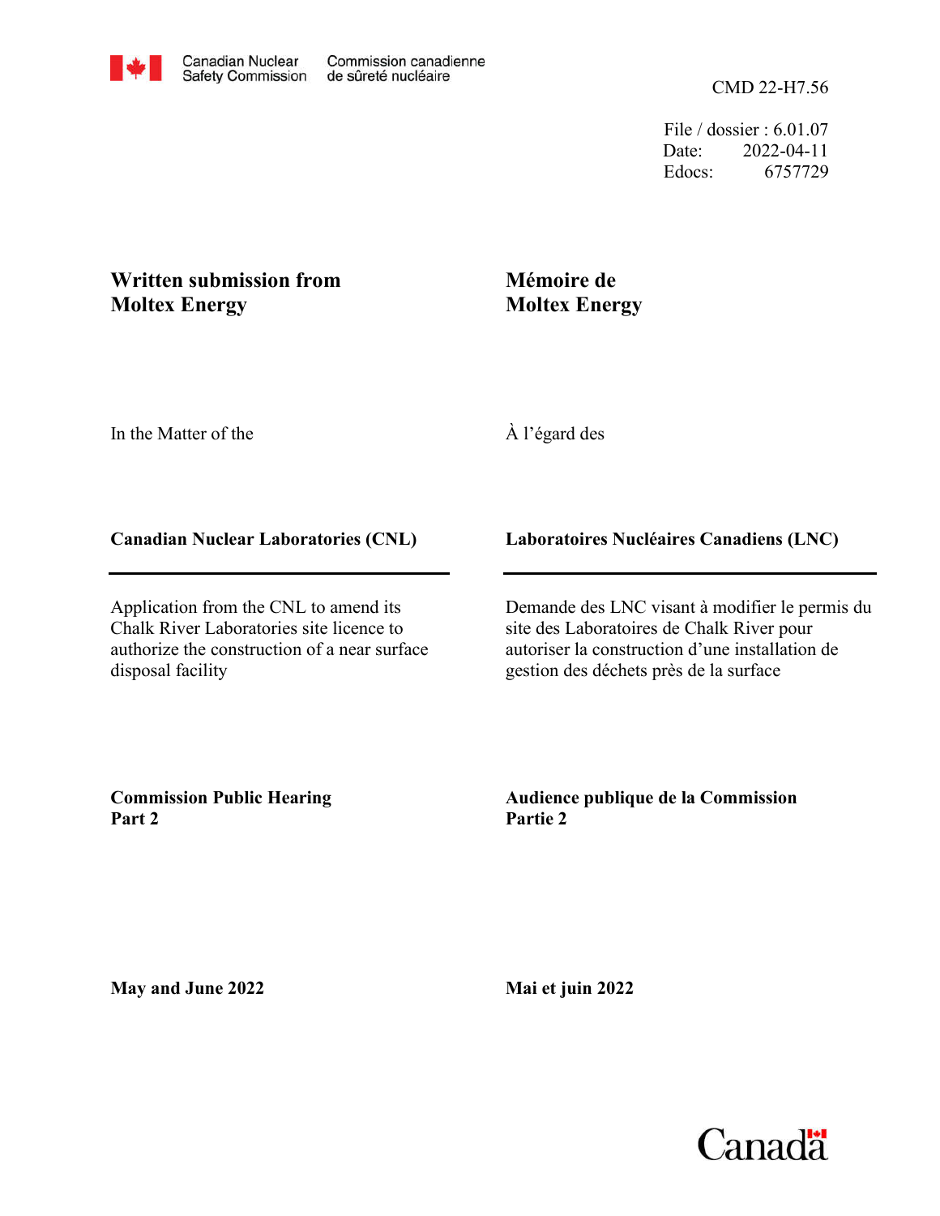Canadian Nuclear Safety Commission / Commission canadienne de sûreté nucléaire

CMD 22-H7.56

File / dossier : 6.01.07
Date: 2022-04-11
Edocs: 6757729

# Written submission from Moltex Energy

# Mémoire de Moltex Energy

In the Matter of the

À l'égard des

**Canadian Nuclear Laboratories (CNL)**

**Laboratoires Nucléaires Canadiens (LNC)**

Application from the CNL to amend its Chalk River Laboratories site licence to authorize the construction of a near surface disposal facility

Demande des LNC visant à modifier le permis du site des Laboratoires de Chalk River pour autoriser la construction d'une installation de gestion des déchets près de la surface

**Commission Public Hearing**
**Part 2**

**Audience publique de la Commission**
**Partie 2**

**May and June 2022**

**Mai et juin 2022**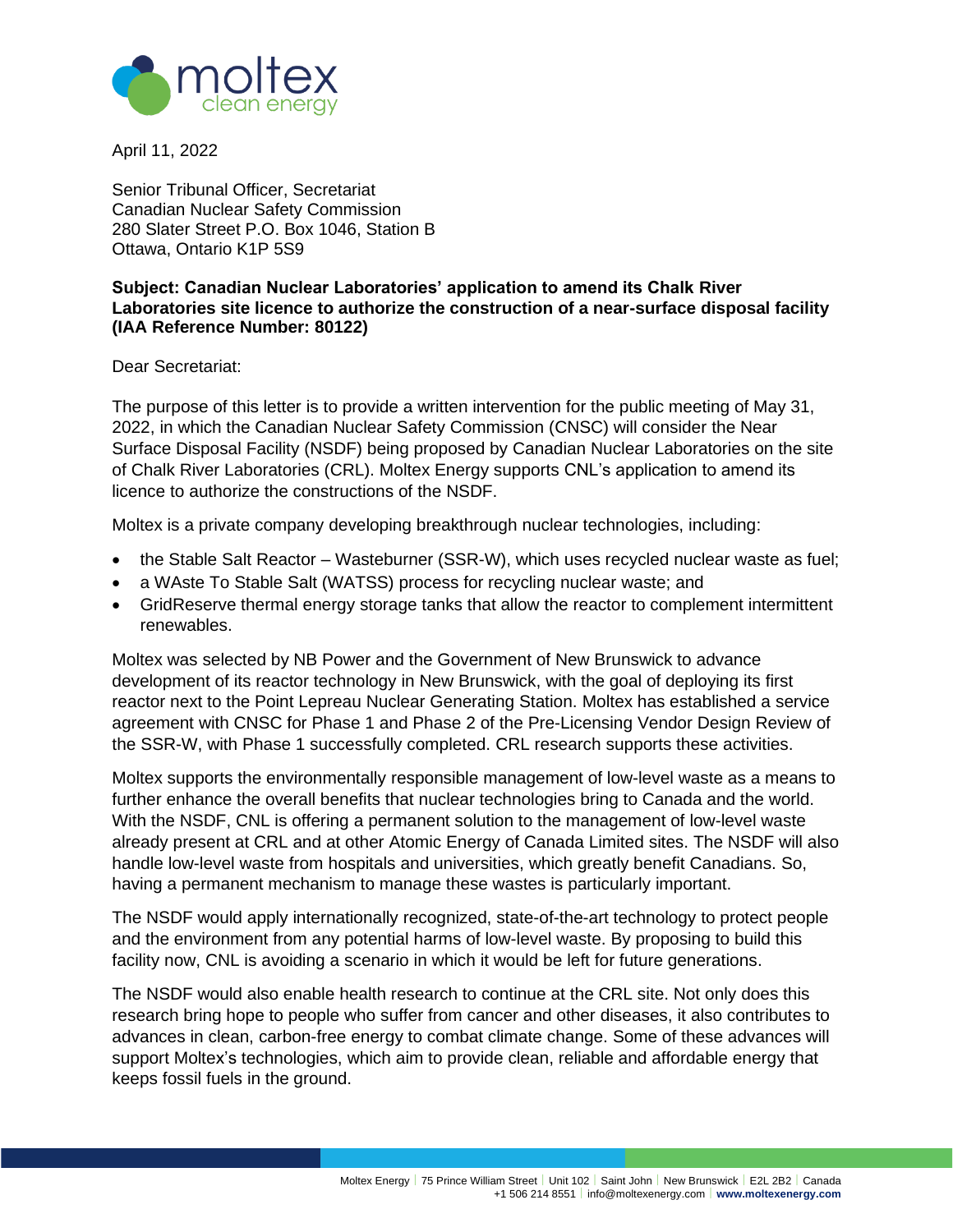April 11, 2022

Senior Tribunal Officer, Secretariat
Canadian Nuclear Safety Commission
280 Slater Street P.O. Box 1046, Station B
Ottawa, Ontario K1P 5S9

**Subject: Canadian Nuclear Laboratories' application to amend its Chalk River Laboratories site licence to authorize the construction of a near-surface disposal facility (IAA Reference Number: 80122)**

Dear Secretariat:

The purpose of this letter is to provide a written intervention for the public meeting of May 31, 2022, in which the Canadian Nuclear Safety Commission (CNSC) will consider the Near Surface Disposal Facility (NSDF) being proposed by Canadian Nuclear Laboratories on the site of Chalk River Laboratories (CRL). Moltex Energy supports CNL's application to amend its licence to authorize the constructions of the NSDF.

Moltex is a private company developing breakthrough nuclear technologies, including:

- the Stable Salt Reactor – Wasteburner (SSR-W), which uses recycled nuclear waste as fuel;
- a WAste To Stable Salt (WATSS) process for recycling nuclear waste; and
- GridReserve thermal energy storage tanks that allow the reactor to complement intermittent renewables.

Moltex was selected by NB Power and the Government of New Brunswick to advance development of its reactor technology in New Brunswick, with the goal of deploying its first reactor next to the Point Lepreau Nuclear Generating Station. Moltex has established a service agreement with CNSC for Phase 1 and Phase 2 of the Pre-Licensing Vendor Design Review of the SSR-W, with Phase 1 successfully completed. CRL research supports these activities.

Moltex supports the environmentally responsible management of low-level waste as a means to further enhance the overall benefits that nuclear technologies bring to Canada and the world. With the NSDF, CNL is offering a permanent solution to the management of low-level waste already present at CRL and at other Atomic Energy of Canada Limited sites. The NSDF will also handle low-level waste from hospitals and universities, which greatly benefit Canadians. So, having a permanent mechanism to manage these wastes is particularly important.

The NSDF would apply internationally recognized, state-of-the-art technology to protect people and the environment from any potential harms of low-level waste. By proposing to build this facility now, CNL is avoiding a scenario in which it would be left for future generations.

The NSDF would also enable health research to continue at the CRL site. Not only does this research bring hope to people who suffer from cancer and other diseases, it also contributes to advances in clean, carbon-free energy to combat climate change. Some of these advances will support Moltex's technologies, which aim to provide clean, reliable and affordable energy that keeps fossil fuels in the ground.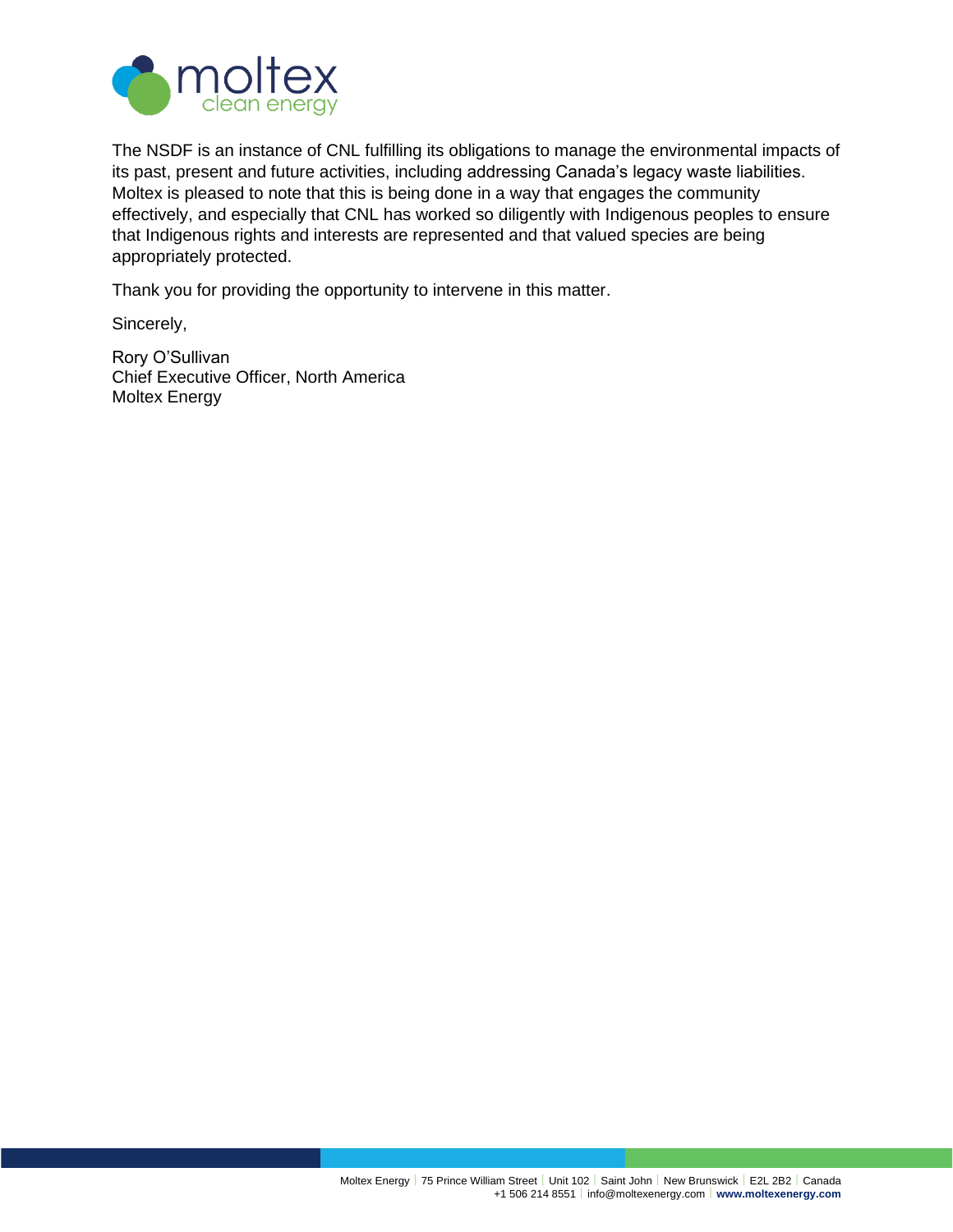The NSDF is an instance of CNL fulfilling its obligations to manage the environmental impacts of its past, present and future activities, including addressing Canada's legacy waste liabilities. Moltex is pleased to note that this is being done in a way that engages the community effectively, and especially that CNL has worked so diligently with Indigenous peoples to ensure that Indigenous rights and interests are represented and that valued species are being appropriately protected.

Thank you for providing the opportunity to intervene in this matter.

Sincerely,

Rory O'Sullivan
Chief Executive Officer, North America
Moltex Energy